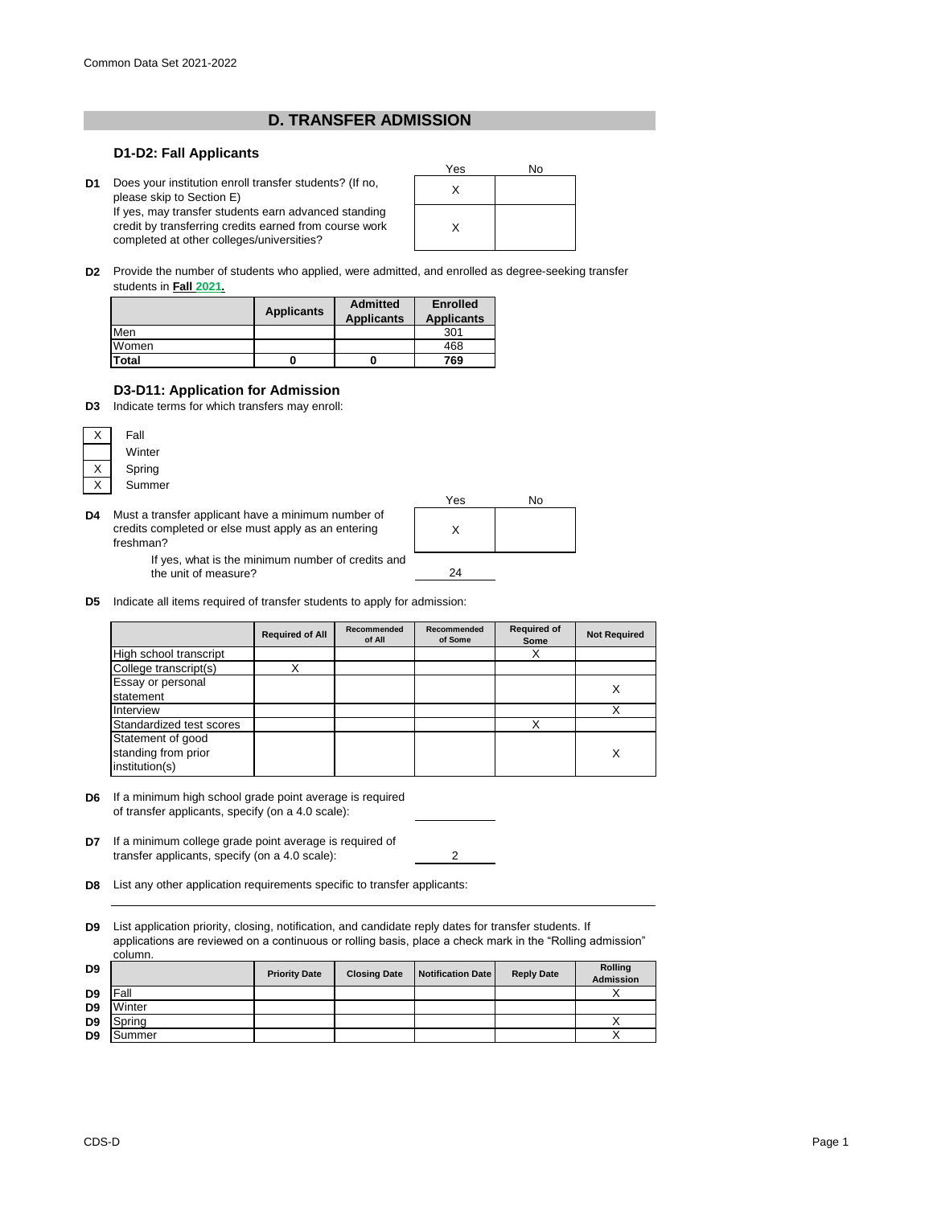Common Data Set 2021-2022

## D. TRANSFER ADMISSION

### D1-D2: Fall Applicants

| | | Yes | No |
|---|---|---|---|
| D1 | Does your institution enroll transfer students? (If no, please skip to Section E) | X | |
| | If yes, may transfer students earn advanced standing credit by transferring credits earned from course work completed at other colleges/universities? | X | |

**D2** Provide the number of students who applied, were admitted, and enrolled as degree-seeking transfer students in **Fall 2021.**

| | Applicants | Admitted Applicants | Enrolled Applicants |
|---|---|---|---|
| Men | | | 301 |
| Women | | | 468 |
| **Total** | **0** | **0** | **769** |

### D3-D11: Application for Admission

**D3** Indicate terms for which transfers may enroll:

| | |
|---|---|
| X | Fall |
| | Winter |
| X | Spring |
| X | Summer |

| | | Yes | No |
|---|---|---|---|
| D4 | Must a transfer applicant have a minimum number of credits completed or else must apply as an entering freshman? | X | |

If yes, what is the minimum number of credits and the unit of measure? 24

**D5** Indicate all items required of transfer students to apply for admission:

| | Required of All | Recommended of All | Recommended of Some | Required of Some | Not Required |
|---|---|---|---|---|---|
| High school transcript | | | | X | |
| College transcript(s) | X | | | | |
| Essay or personal statement | | | | | X |
| Interview | | | | | X |
| Standardized test scores | | | | X | |
| Statement of good standing from prior institution(s) | | | | | X |

**D6** If a minimum high school grade point average is required of transfer applicants, specify (on a 4.0 scale):

**D7** If a minimum college grade point average is required of transfer applicants, specify (on a 4.0 scale): 2

**D8** List any other application requirements specific to transfer applicants:

**D9** List application priority, closing, notification, and candidate reply dates for transfer students. If applications are reviewed on a continuous or rolling basis, place a check mark in the "Rolling admission" column.

| | Priority Date | Closing Date | Notification Date | Reply Date | Rolling Admission |
|---|---|---|---|---|---|
| Fall | | | | | X |
| Winter | | | | | |
| Spring | | | | | X |
| Summer | | | | | X |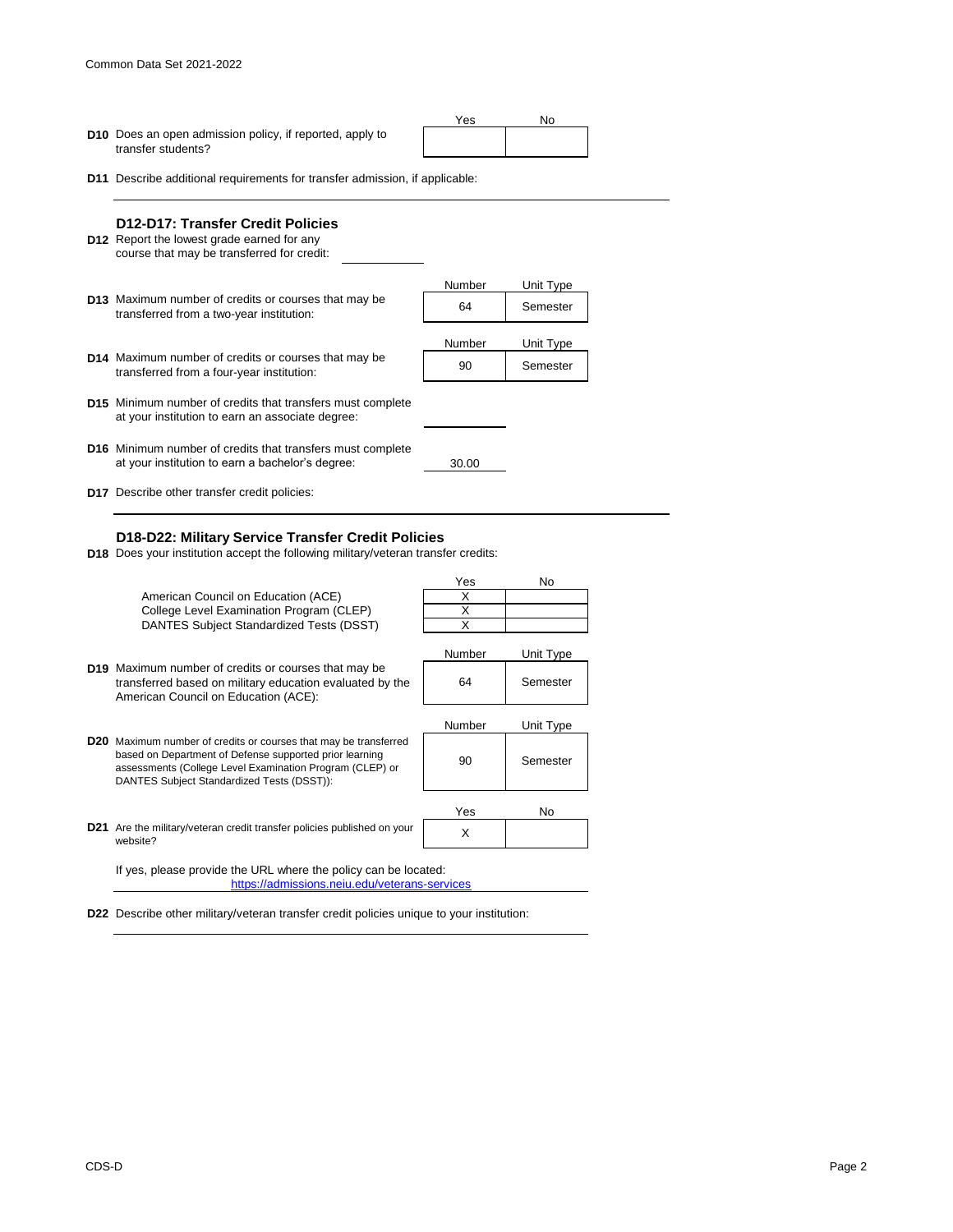**D10** Does an open admission policy, if reported, apply to transfer students?

| Yes | No |
|---|---|
| | |

**D11** Describe additional requirements for transfer admission, if applicable:

### D12-D17: Transfer Credit Policies

**D12** Report the lowest grade earned for any course that may be transferred for credit:

**D13** Maximum number of credits or courses that may be transferred from a two-year institution:

| Number | Unit Type |
|---|---|
| 64 | Semester |

**D14** Maximum number of credits or courses that may be transferred from a four-year institution:

| Number | Unit Type |
|---|---|
| 90 | Semester |

**D15** Minimum number of credits that transfers must complete at your institution to earn an associate degree:

**D16** Minimum number of credits that transfers must complete at your institution to earn a bachelor's degree: 30.00

**D17** Describe other transfer credit policies:

### D18-D22: Military Service Transfer Credit Policies

**D18** Does your institution accept the following military/veteran transfer credits:

| | Yes | No |
|---|---|---|
| American Council on Education (ACE) | X | |
| College Level Examination Program (CLEP) | X | |
| DANTES Subject Standardized Tests (DSST) | X | |

**D19** Maximum number of credits or courses that may be transferred based on military education evaluated by the American Council on Education (ACE):

| Number | Unit Type |
|---|---|
| 64 | Semester |

**D20** Maximum number of credits or courses that may be transferred based on Department of Defense supported prior learning assessments (College Level Examination Program (CLEP) or DANTES Subject Standardized Tests (DSST)):

| Number | Unit Type |
|---|---|
| 90 | Semester |

**D21** Are the military/veteran credit transfer policies published on your website?

| Yes | No |
|---|---|
| X | |

If yes, please provide the URL where the policy can be located:
https://admissions.neiu.edu/veterans-services

**D22** Describe other military/veteran transfer credit policies unique to your institution: